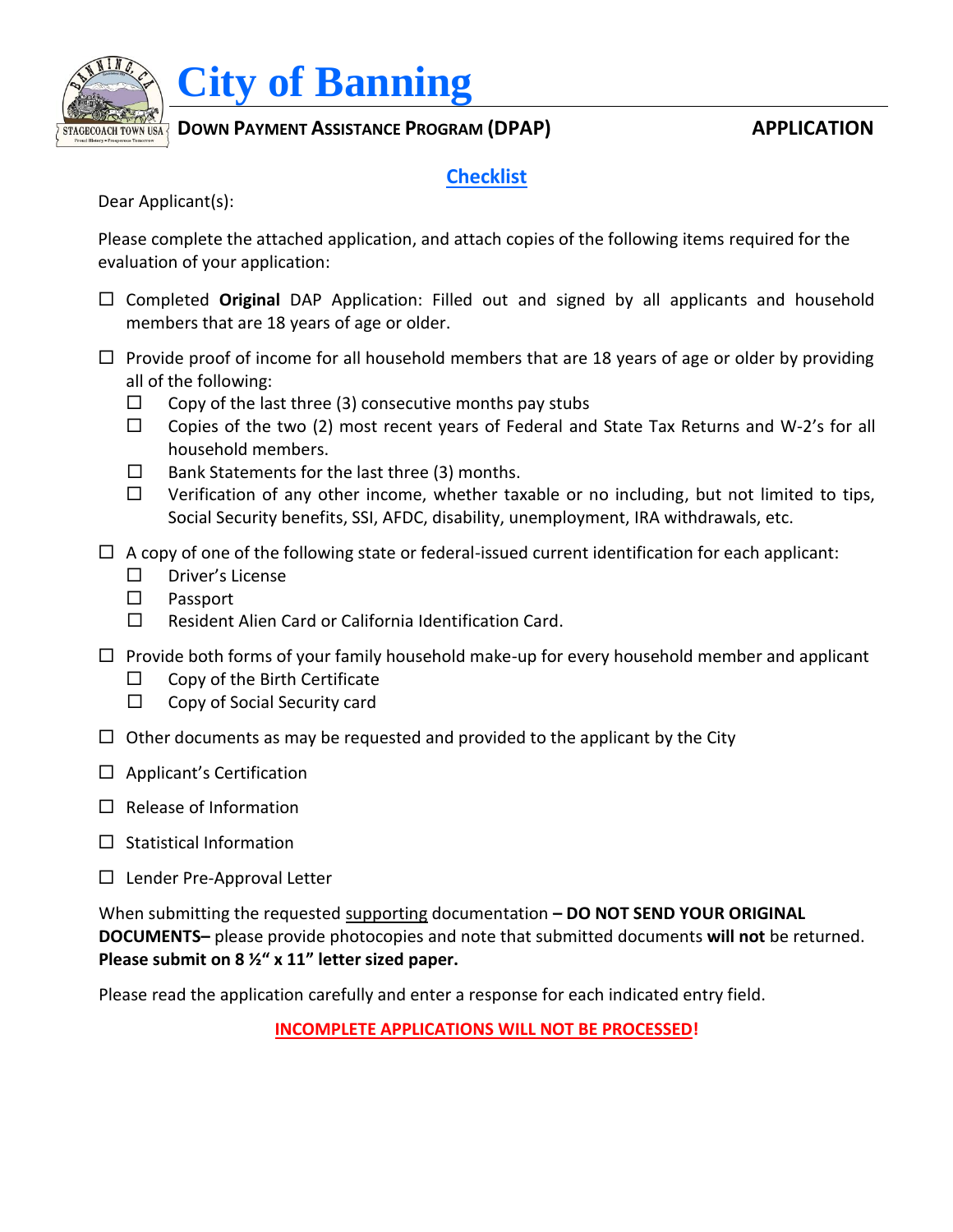# City of Banning

**DOWN PAYMENT ASSISTANCE PROGRAM (DPAP)** **APPLICATION**

## Checklist

Dear Applicant(s):

Please complete the attached application, and attach copies of the following items required for the evaluation of your application:

- ☐ Completed **Original** DAP Application: Filled out and signed by all applicants and household members that are 18 years of age or older.
- ☐ Provide proof of income for all household members that are 18 years of age or older by providing all of the following:
  - ☐ Copy of the last three (3) consecutive months pay stubs
  - ☐ Copies of the two (2) most recent years of Federal and State Tax Returns and W-2's for all household members.
  - ☐ Bank Statements for the last three (3) months.
  - ☐ Verification of any other income, whether taxable or no including, but not limited to tips, Social Security benefits, SSI, AFDC, disability, unemployment, IRA withdrawals, etc.
- ☐ A copy of one of the following state or federal-issued current identification for each applicant:
  - ☐ Driver's License
  - ☐ Passport
  - ☐ Resident Alien Card or California Identification Card.
- ☐ Provide both forms of your family household make-up for every household member and applicant
  - ☐ Copy of the Birth Certificate
  - ☐ Copy of Social Security card
- ☐ Other documents as may be requested and provided to the applicant by the City
- ☐ Applicant's Certification
- ☐ Release of Information
- ☐ Statistical Information
- ☐ Lender Pre-Approval Letter

When submitting the requested supporting documentation **– DO NOT SEND YOUR ORIGINAL DOCUMENTS–** please provide photocopies and note that submitted documents **will not** be returned. **Please submit on 8 ½" x 11" letter sized paper.**

Please read the application carefully and enter a response for each indicated entry field.

**INCOMPLETE APPLICATIONS WILL NOT BE PROCESSED!**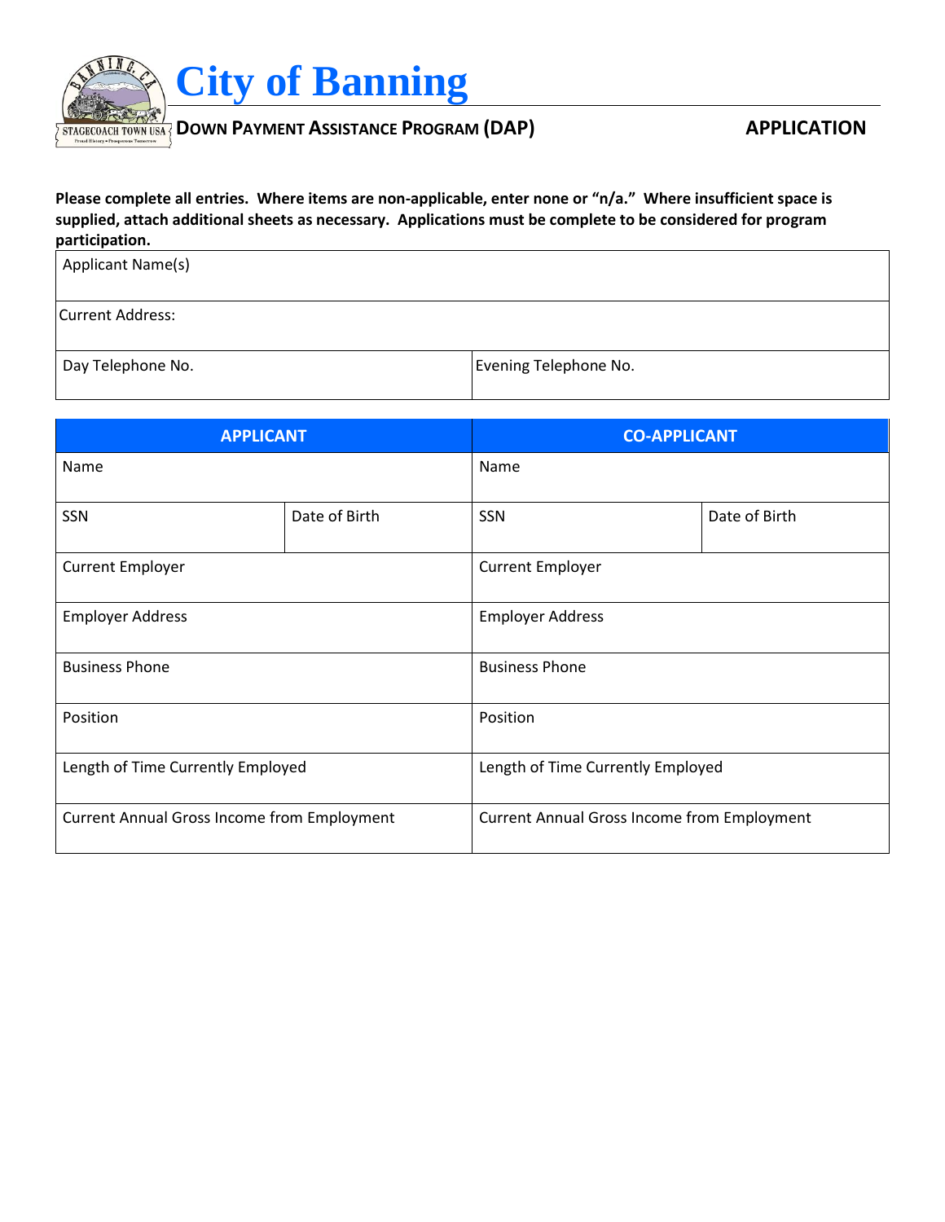# City of Banning

**DOWN PAYMENT ASSISTANCE PROGRAM (DAP)** **APPLICATION**

**Please complete all entries. Where items are non-applicable, enter none or "n/a." Where insufficient space is supplied, attach additional sheets as necessary. Applications must be complete to be considered for program participation.**

| Applicant Name(s) | |
|---|---|
| Current Address: | |
| Day Telephone No. | Evening Telephone No. |

| APPLICANT | | CO-APPLICANT | |
|---|---|---|---|
| Name | | Name | |
| SSN | Date of Birth | SSN | Date of Birth |
| Current Employer | | Current Employer | |
| Employer Address | | Employer Address | |
| Business Phone | | Business Phone | |
| Position | | Position | |
| Length of Time Currently Employed | | Length of Time Currently Employed | |
| Current Annual Gross Income from Employment | | Current Annual Gross Income from Employment | |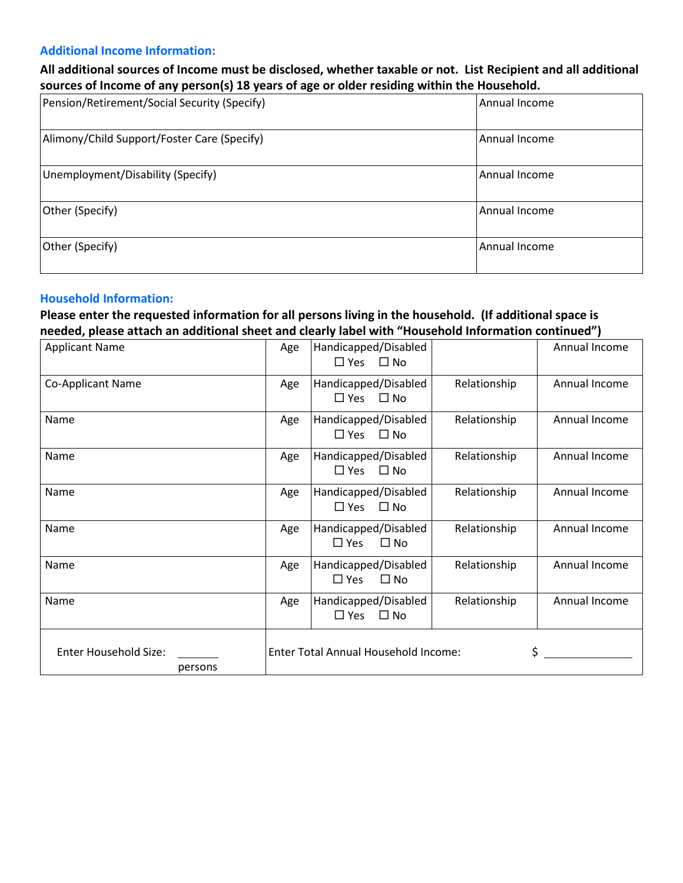### Additional Income Information:

**All additional sources of Income must be disclosed, whether taxable or not. List Recipient and all additional sources of Income of any person(s) 18 years of age or older residing within the Household.**

| Pension/Retirement/Social Security (Specify) | Annual Income |
|---|---|
| Alimony/Child Support/Foster Care (Specify) | Annual Income |
| Unemployment/Disability (Specify) | Annual Income |
| Other (Specify) | Annual Income |
| Other (Specify) | Annual Income |

### Household Information:

**Please enter the requested information for all persons living in the household. (If additional space is needed, please attach an additional sheet and clearly label with "Household Information continued")**

| Applicant Name | Age | Handicapped/Disabled ☐ Yes ☐ No | | Annual Income |
|---|---|---|---|---|
| Co-Applicant Name | Age | Handicapped/Disabled ☐ Yes ☐ No | Relationship | Annual Income |
| Name | Age | Handicapped/Disabled ☐ Yes ☐ No | Relationship | Annual Income |
| Name | Age | Handicapped/Disabled ☐ Yes ☐ No | Relationship | Annual Income |
| Name | Age | Handicapped/Disabled ☐ Yes ☐ No | Relationship | Annual Income |
| Name | Age | Handicapped/Disabled ☐ Yes ☐ No | Relationship | Annual Income |
| Name | Age | Handicapped/Disabled ☐ Yes ☐ No | Relationship | Annual Income |
| Name | Age | Handicapped/Disabled ☐ Yes ☐ No | Relationship | Annual Income |
| Enter Household Size: ______ persons | Enter Total Annual Household Income: | | | $ ______________ |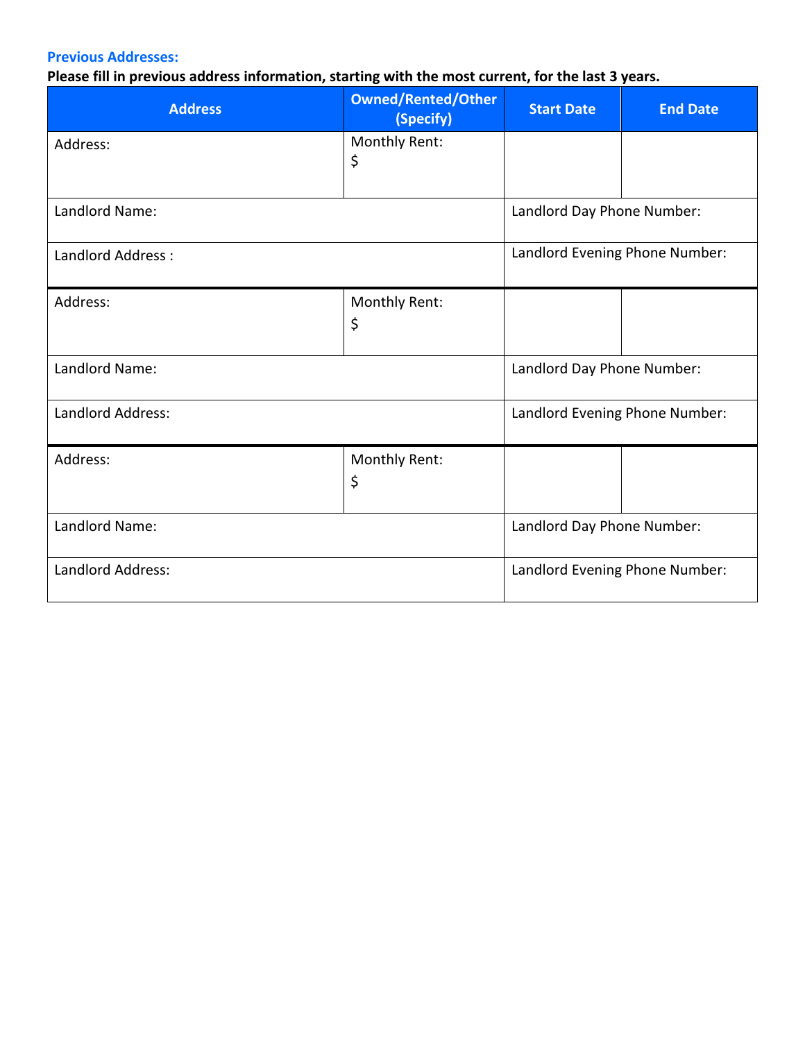**Previous Addresses:**

**Please fill in previous address information, starting with the most current, for the last 3 years.**

| Address | Owned/Rented/Other (Specify) | Start Date | End Date |
|---|---|---|---|
| Address: | Monthly Rent: $ | | |
| Landlord Name: | | Landlord Day Phone Number: | |
| Landlord Address : | | Landlord Evening Phone Number: | |
| Address: | Monthly Rent: $ | | |
| Landlord Name: | | Landlord Day Phone Number: | |
| Landlord Address: | | Landlord Evening Phone Number: | |
| Address: | Monthly Rent: $ | | |
| Landlord Name: | | Landlord Day Phone Number: | |
| Landlord Address: | | Landlord Evening Phone Number: | |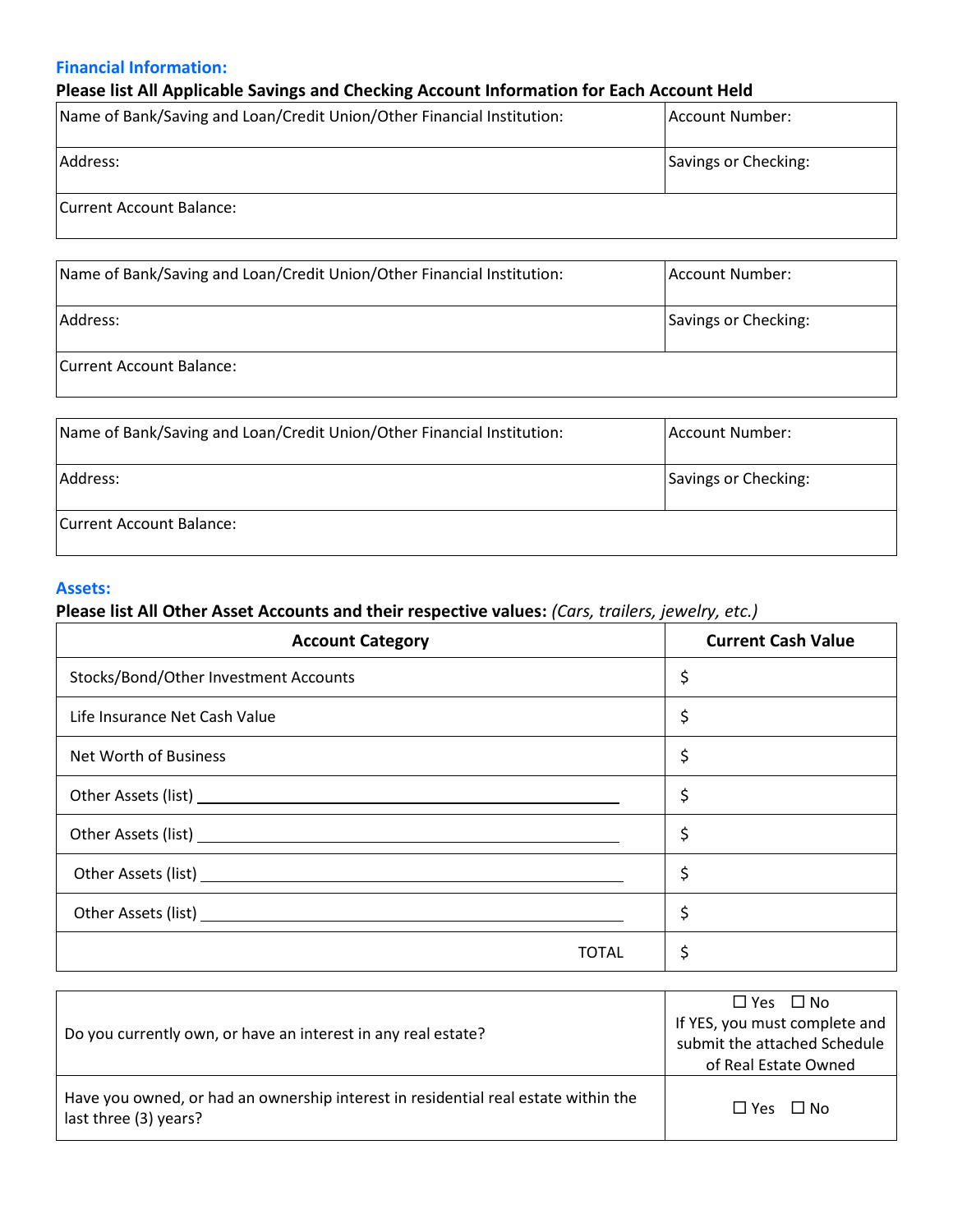### Financial Information:

**Please list All Applicable Savings and Checking Account Information for Each Account Held**

| Name of Bank/Saving and Loan/Credit Union/Other Financial Institution: | Account Number: |
|---|---|
| Address: | Savings or Checking: |
| Current Account Balance: | |

| Name of Bank/Saving and Loan/Credit Union/Other Financial Institution: | Account Number: |
|---|---|
| Address: | Savings or Checking: |
| Current Account Balance: | |

| Name of Bank/Saving and Loan/Credit Union/Other Financial Institution: | Account Number: |
|---|---|
| Address: | Savings or Checking: |
| Current Account Balance: | |

### Assets:

**Please list All Other Asset Accounts and their respective values:** *(Cars, trailers, jewelry, etc.)*

| Account Category | Current Cash Value |
|---|---|
| Stocks/Bond/Other Investment Accounts | $ |
| Life Insurance Net Cash Value | $ |
| Net Worth of Business | $ |
| Other Assets (list) ______________________________ | $ |
| Other Assets (list) ______________________________ | $ |
| Other Assets (list) ______________________________ | $ |
| Other Assets (list) ______________________________ | $ |
| TOTAL | $ |

| | |
|---|---|
| Do you currently own, or have an interest in any real estate? | ☐ Yes ☐ No<br>If YES, you must complete and submit the attached Schedule of Real Estate Owned |
| Have you owned, or had an ownership interest in residential real estate within the last three (3) years? | ☐ Yes ☐ No |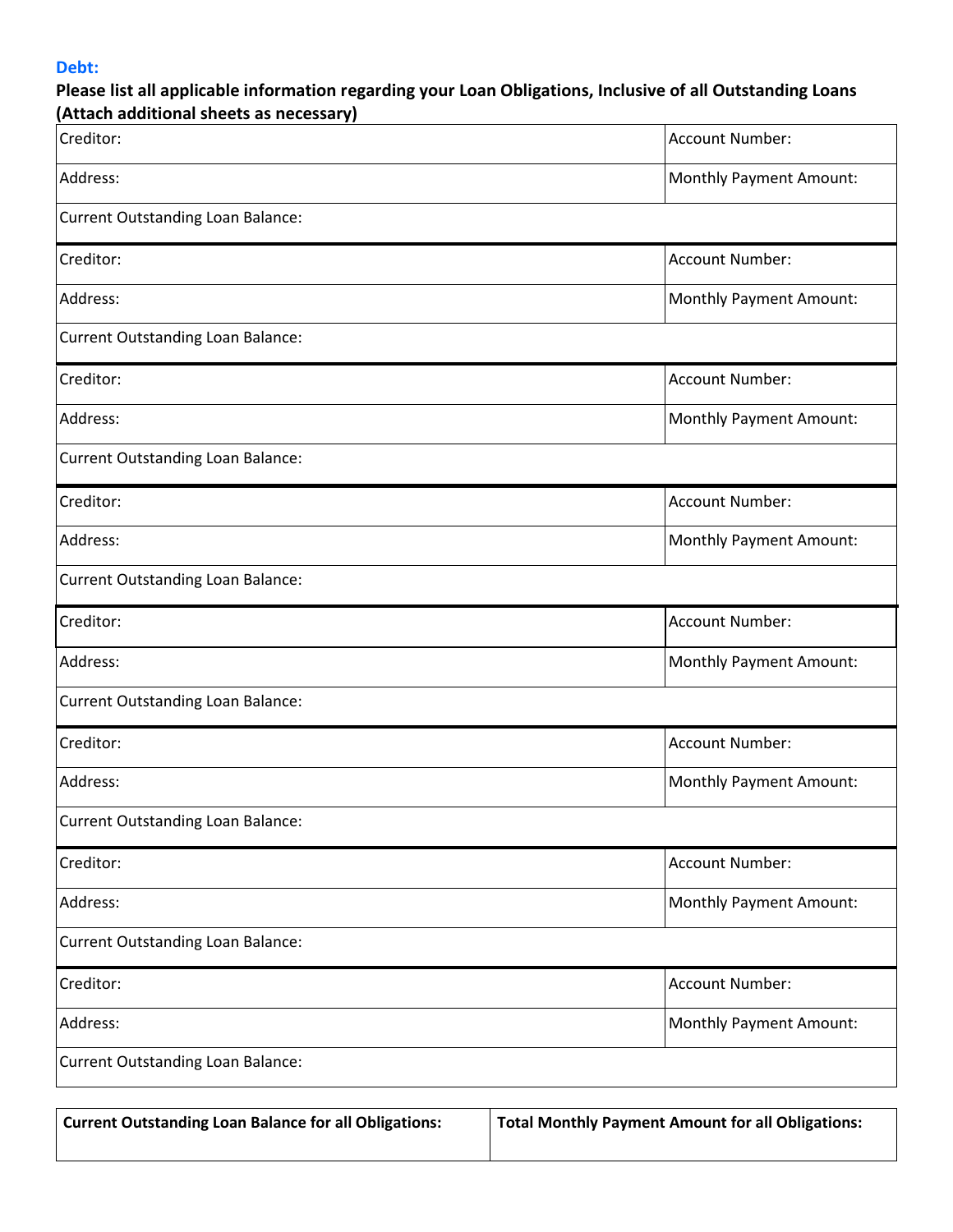**Debt:**

**Please list all applicable information regarding your Loan Obligations, Inclusive of all Outstanding Loans (Attach additional sheets as necessary)**

| | |
|---|---|
| Creditor: | Account Number: |
| Address: | Monthly Payment Amount: |
| Current Outstanding Loan Balance: | |
| Creditor: | Account Number: |
| Address: | Monthly Payment Amount: |
| Current Outstanding Loan Balance: | |
| Creditor: | Account Number: |
| Address: | Monthly Payment Amount: |
| Current Outstanding Loan Balance: | |
| Creditor: | Account Number: |
| Address: | Monthly Payment Amount: |
| Current Outstanding Loan Balance: | |
| Creditor: | Account Number: |
| Address: | Monthly Payment Amount: |
| Current Outstanding Loan Balance: | |
| Creditor: | Account Number: |
| Address: | Monthly Payment Amount: |
| Current Outstanding Loan Balance: | |
| Creditor: | Account Number: |
| Address: | Monthly Payment Amount: |
| Current Outstanding Loan Balance: | |
| Creditor: | Account Number: |
| Address: | Monthly Payment Amount: |
| Current Outstanding Loan Balance: | |

| **Current Outstanding Loan Balance for all Obligations:** | **Total Monthly Payment Amount for all Obligations:** |
|---|---|
| | |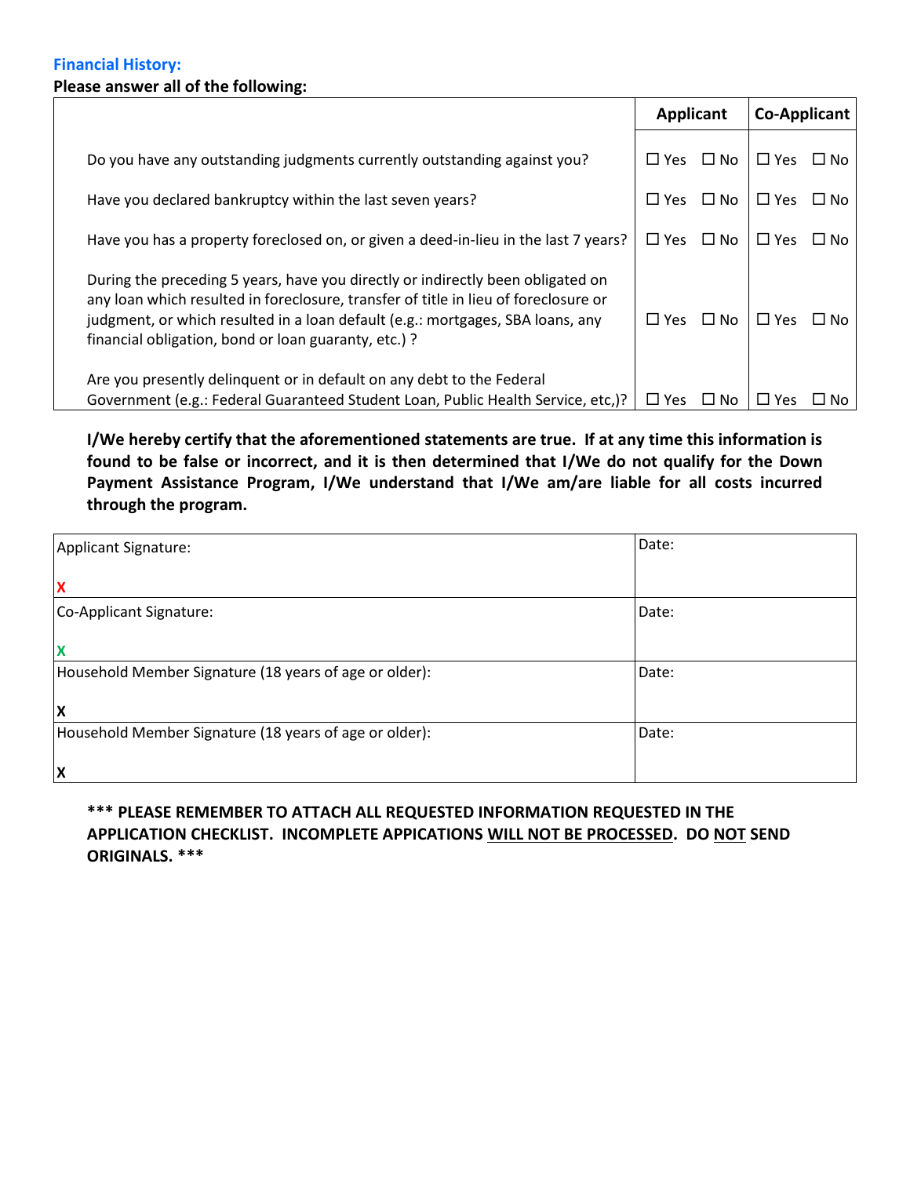## Financial History:

**Please answer all of the following:**

| | Applicant | Co-Applicant |
|---|---|---|
| Do you have any outstanding judgments currently outstanding against you? | ☐ Yes ☐ No | ☐ Yes ☐ No |
| Have you declared bankruptcy within the last seven years? | ☐ Yes ☐ No | ☐ Yes ☐ No |
| Have you has a property foreclosed on, or given a deed-in-lieu in the last 7 years? | ☐ Yes ☐ No | ☐ Yes ☐ No |
| During the preceding 5 years, have you directly or indirectly been obligated on any loan which resulted in foreclosure, transfer of title in lieu of foreclosure or judgment, or which resulted in a loan default (e.g.: mortgages, SBA loans, any financial obligation, bond or loan guaranty, etc.) ? | ☐ Yes ☐ No | ☐ Yes ☐ No |
| Are you presently delinquent or in default on any debt to the Federal Government (e.g.: Federal Guaranteed Student Loan, Public Health Service, etc,)? | ☐ Yes ☐ No | ☐ Yes ☐ No |

**I/We hereby certify that the aforementioned statements are true. If at any time this information is found to be false or incorrect, and it is then determined that I/We do not qualify for the Down Payment Assistance Program, I/We understand that I/We am/are liable for all costs incurred through the program.**

| | |
|---|---|
| Applicant Signature:<br>X | Date: |
| Co-Applicant Signature:<br>X | Date: |
| Household Member Signature (18 years of age or older):<br>X | Date: |
| Household Member Signature (18 years of age or older):<br>X | Date: |

**\*\*\* PLEASE REMEMBER TO ATTACH ALL REQUESTED INFORMATION REQUESTED IN THE APPLICATION CHECKLIST. INCOMPLETE APPICATIONS <u>WILL NOT BE PROCESSED</u>. DO <u>NOT</u> SEND ORIGINALS. \*\*\***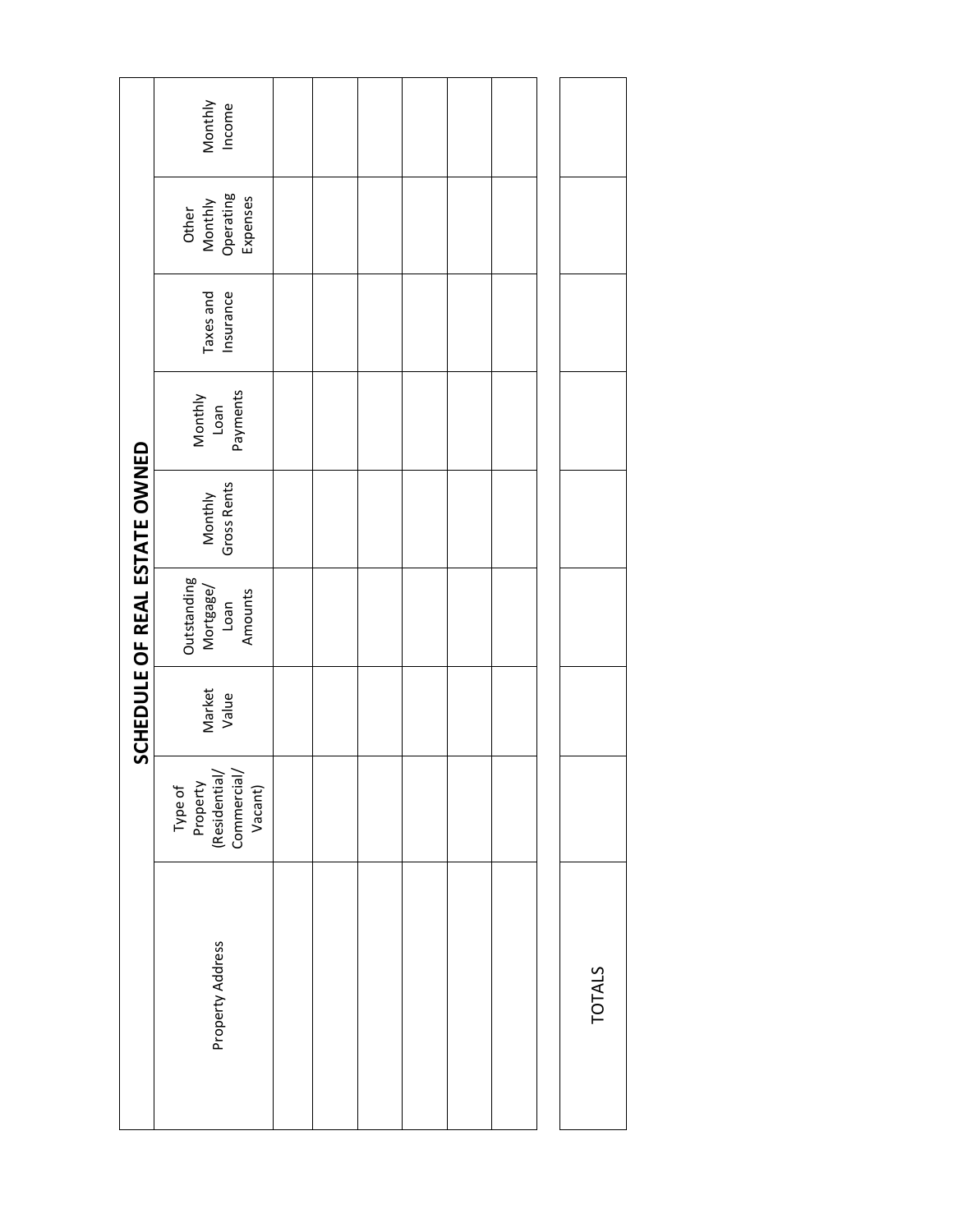## SCHEDULE OF REAL ESTATE OWNED

| Property Address | Type of Property (Residential/ Commercial/ Vacant) | Market Value | Outstanding Mortgage/ Loan Amounts | Monthly Gross Rents | Monthly Loan Payments | Taxes and Insurance | Other Monthly Operating Expenses | Monthly Income |
|---|---|---|---|---|---|---|---|---|
| | | | | | | | | |
| | | | | | | | | |
| | | | | | | | | |
| | | | | | | | | |
| | | | | | | | | |
| | | | | | | | | |
| TOTALS | | | | | | | | |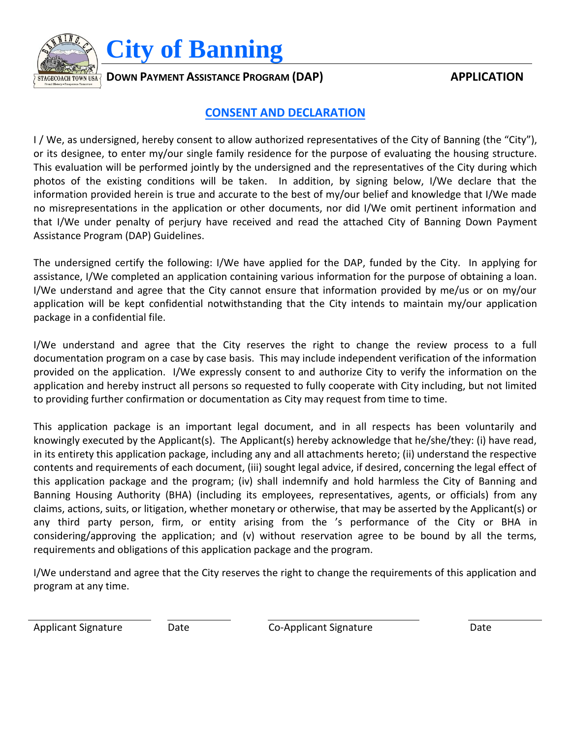# City of Banning

**DOWN PAYMENT ASSISTANCE PROGRAM (DAP)** **APPLICATION**

## CONSENT AND DECLARATION

I / We, as undersigned, hereby consent to allow authorized representatives of the City of Banning (the "City"), or its designee, to enter my/our single family residence for the purpose of evaluating the housing structure. This evaluation will be performed jointly by the undersigned and the representatives of the City during which photos of the existing conditions will be taken. In addition, by signing below, I/We declare that the information provided herein is true and accurate to the best of my/our belief and knowledge that I/We made no misrepresentations in the application or other documents, nor did I/We omit pertinent information and that I/We under penalty of perjury have received and read the attached City of Banning Down Payment Assistance Program (DAP) Guidelines.

The undersigned certify the following: I/We have applied for the DAP, funded by the City. In applying for assistance, I/We completed an application containing various information for the purpose of obtaining a loan. I/We understand and agree that the City cannot ensure that information provided by me/us or on my/our application will be kept confidential notwithstanding that the City intends to maintain my/our application package in a confidential file.

I/We understand and agree that the City reserves the right to change the review process to a full documentation program on a case by case basis. This may include independent verification of the information provided on the application. I/We expressly consent to and authorize City to verify the information on the application and hereby instruct all persons so requested to fully cooperate with City including, but not limited to providing further confirmation or documentation as City may request from time to time.

This application package is an important legal document, and in all respects has been voluntarily and knowingly executed by the Applicant(s). The Applicant(s) hereby acknowledge that he/she/they: (i) have read, in its entirety this application package, including any and all attachments hereto; (ii) understand the respective contents and requirements of each document, (iii) sought legal advice, if desired, concerning the legal effect of this application package and the program; (iv) shall indemnify and hold harmless the City of Banning and Banning Housing Authority (BHA) (including its employees, representatives, agents, or officials) from any claims, actions, suits, or litigation, whether monetary or otherwise, that may be asserted by the Applicant(s) or any third party person, firm, or entity arising from the 's performance of the City or BHA in considering/approving the application; and (v) without reservation agree to be bound by all the terms, requirements and obligations of this application package and the program.

I/We understand and agree that the City reserves the right to change the requirements of this application and program at any time.

| Applicant Signature | Date | Co-Applicant Signature | Date |
|---|---|---|---|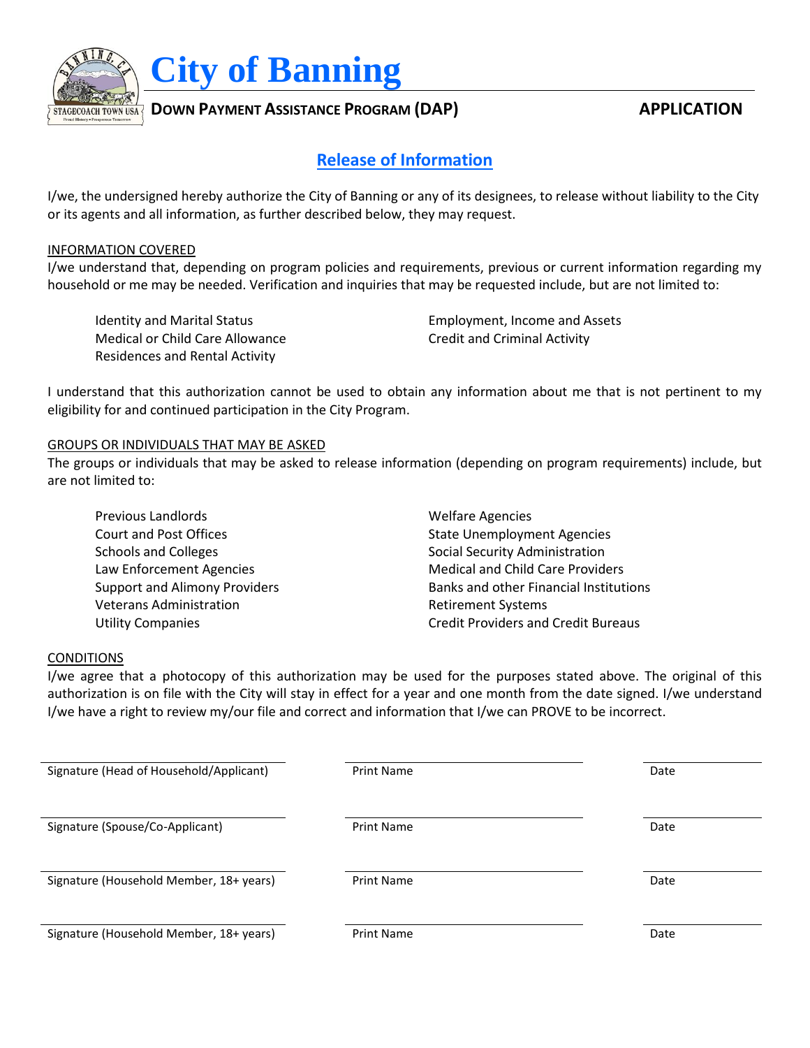# City of Banning

**DOWN PAYMENT ASSISTANCE PROGRAM (DAP)** **APPLICATION**

## Release of Information

I/we, the undersigned hereby authorize the City of Banning or any of its designees, to release without liability to the City or its agents and all information, as further described below, they may request.

INFORMATION COVERED

I/we understand that, depending on program policies and requirements, previous or current information regarding my household or me may be needed. Verification and inquiries that may be requested include, but are not limited to:

- Identity and Marital Status
- Medical or Child Care Allowance
- Residences and Rental Activity
- Employment, Income and Assets
- Credit and Criminal Activity

I understand that this authorization cannot be used to obtain any information about me that is not pertinent to my eligibility for and continued participation in the City Program.

GROUPS OR INDIVIDUALS THAT MAY BE ASKED

The groups or individuals that may be asked to release information (depending on program requirements) include, but are not limited to:

- Previous Landlords
- Court and Post Offices
- Schools and Colleges
- Law Enforcement Agencies
- Support and Alimony Providers
- Veterans Administration
- Utility Companies
- Welfare Agencies
- State Unemployment Agencies
- Social Security Administration
- Medical and Child Care Providers
- Banks and other Financial Institutions
- Retirement Systems
- Credit Providers and Credit Bureaus

CONDITIONS

I/we agree that a photocopy of this authorization may be used for the purposes stated above. The original of this authorization is on file with the City will stay in effect for a year and one month from the date signed. I/we understand I/we have a right to review my/our file and correct and information that I/we can PROVE to be incorrect.

| Signature (Head of Household/Applicant) | Print Name | Date |
|---|---|---|
| Signature (Spouse/Co-Applicant) | Print Name | Date |
| Signature (Household Member, 18+ years) | Print Name | Date |
| Signature (Household Member, 18+ years) | Print Name | Date |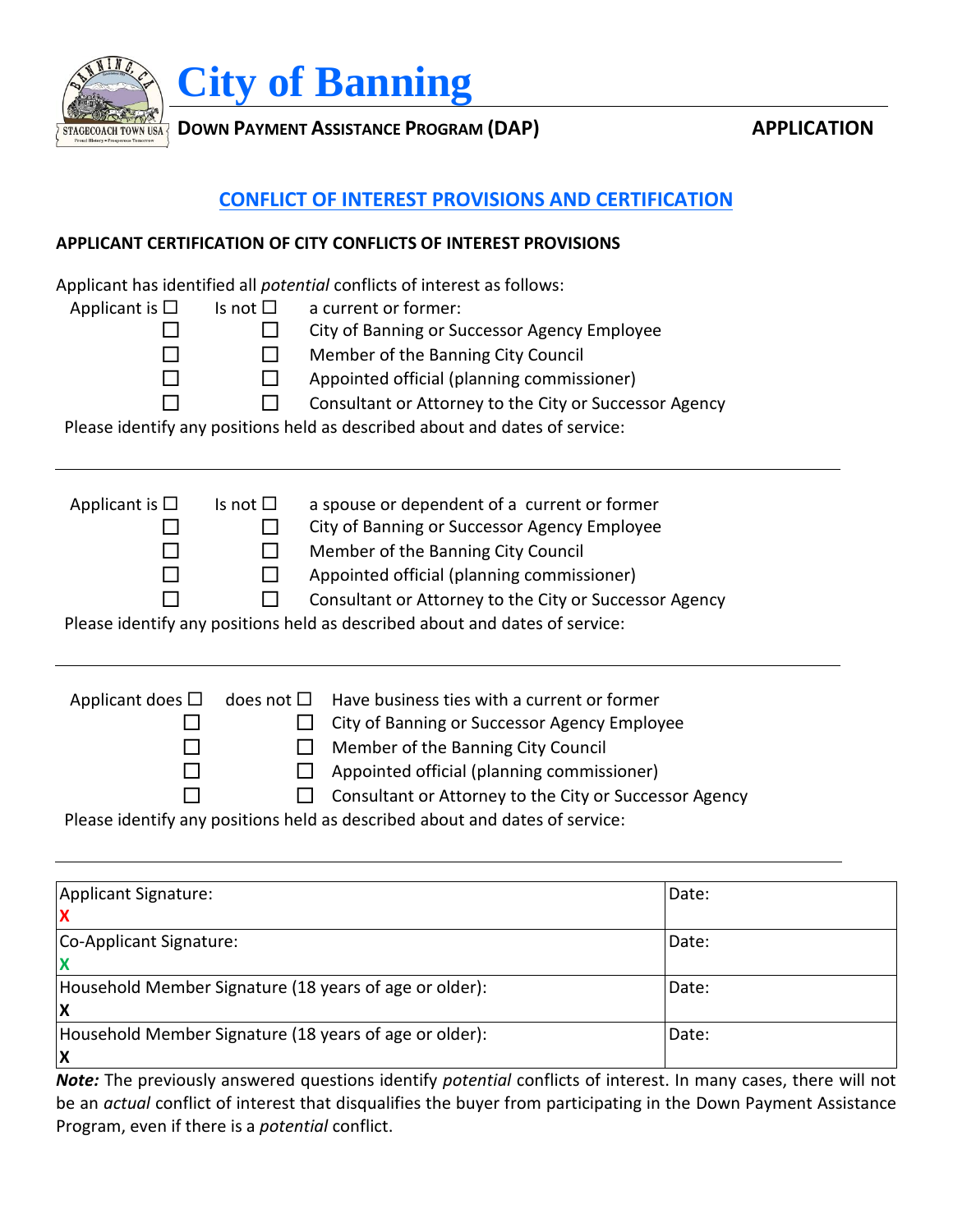# City of Banning

**DOWN PAYMENT ASSISTANCE PROGRAM (DAP)** **APPLICATION**

## CONFLICT OF INTEREST PROVISIONS AND CERTIFICATION

### APPLICANT CERTIFICATION OF CITY CONFLICTS OF INTEREST PROVISIONS

Applicant has identified all *potential* conflicts of interest as follows:

| Applicant is ☐ | Is not ☐ | a current or former: |
|---|---|---|
| ☐ | ☐ | City of Banning or Successor Agency Employee |
| ☐ | ☐ | Member of the Banning City Council |
| ☐ | ☐ | Appointed official (planning commissioner) |
| ☐ | ☐ | Consultant or Attorney to the City or Successor Agency |

Please identify any positions held as described about and dates of service:

______________________________________________________________________

| Applicant is ☐ | Is not ☐ | a spouse or dependent of a current or former |
|---|---|---|
| ☐ | ☐ | City of Banning or Successor Agency Employee |
| ☐ | ☐ | Member of the Banning City Council |
| ☐ | ☐ | Appointed official (planning commissioner) |
| ☐ | ☐ | Consultant or Attorney to the City or Successor Agency |

Please identify any positions held as described about and dates of service:

______________________________________________________________________

| Applicant does ☐ | does not ☐ | Have business ties with a current or former |
|---|---|---|
| ☐ | ☐ | City of Banning or Successor Agency Employee |
| ☐ | ☐ | Member of the Banning City Council |
| ☐ | ☐ | Appointed official (planning commissioner) |
| ☐ | ☐ | Consultant or Attorney to the City or Successor Agency |

Please identify any positions held as described about and dates of service:

______________________________________________________________________

| Applicant Signature:<br>X | Date: |
|---|---|
| Co-Applicant Signature:<br>X | Date: |
| Household Member Signature (18 years of age or older):<br>X | Date: |
| Household Member Signature (18 years of age or older):<br>X | Date: |

***Note:*** The previously answered questions identify *potential* conflicts of interest. In many cases, there will not be an *actual* conflict of interest that disqualifies the buyer from participating in the Down Payment Assistance Program, even if there is a *potential* conflict.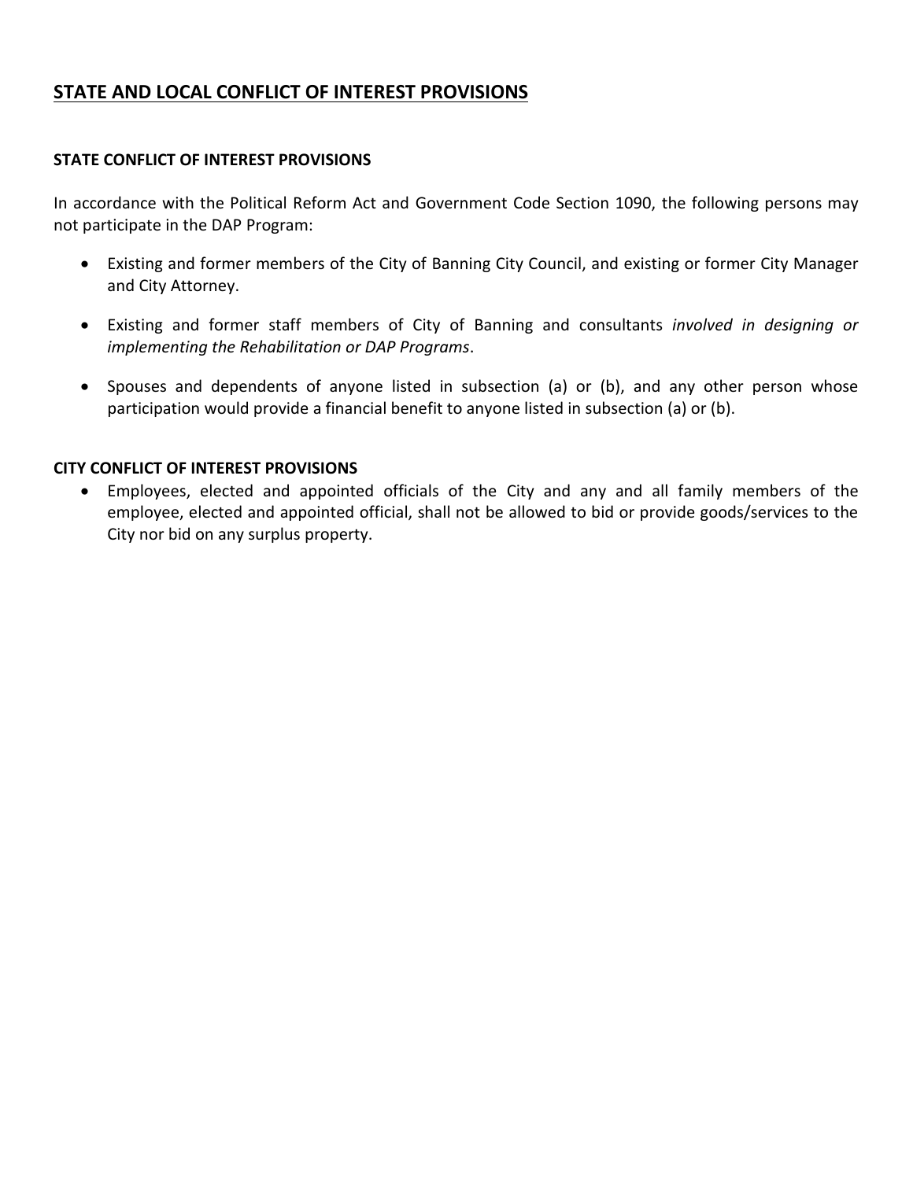## STATE AND LOCAL CONFLICT OF INTEREST PROVISIONS

### STATE CONFLICT OF INTEREST PROVISIONS

In accordance with the Political Reform Act and Government Code Section 1090, the following persons may not participate in the DAP Program:

- Existing and former members of the City of Banning City Council, and existing or former City Manager and City Attorney.
- Existing and former staff members of City of Banning and consultants *involved in designing or implementing the Rehabilitation or DAP Programs*.
- Spouses and dependents of anyone listed in subsection (a) or (b), and any other person whose participation would provide a financial benefit to anyone listed in subsection (a) or (b).

### CITY CONFLICT OF INTEREST PROVISIONS

- Employees, elected and appointed officials of the City and any and all family members of the employee, elected and appointed official, shall not be allowed to bid or provide goods/services to the City nor bid on any surplus property.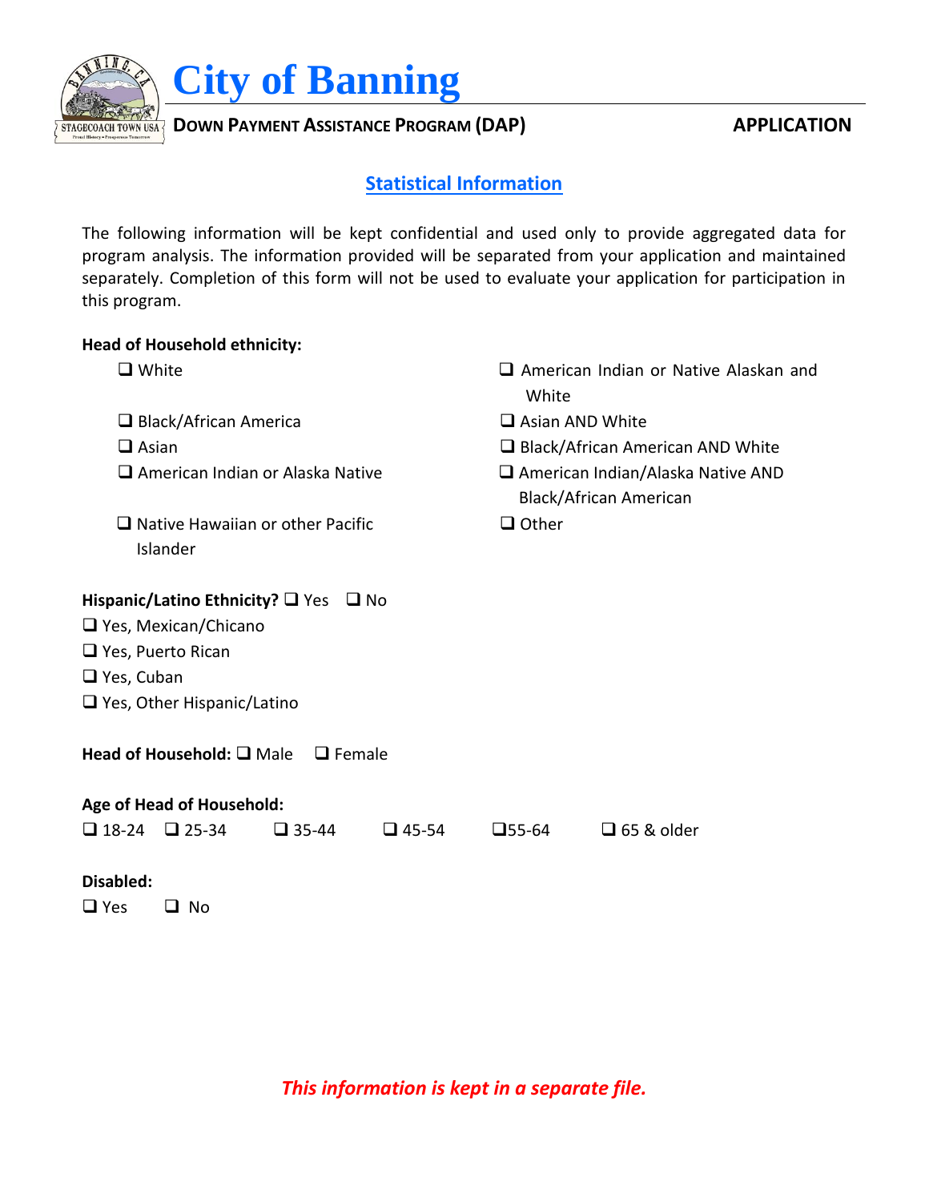# City of Banning

**DOWN PAYMENT ASSISTANCE PROGRAM (DAP)** **APPLICATION**

## Statistical Information

The following information will be kept confidential and used only to provide aggregated data for program analysis. The information provided will be separated from your application and maintained separately. Completion of this form will not be used to evaluate your application for participation in this program.

**Head of Household ethnicity:**

- ❑ White
- ❑ Black/African America
- ❑ Asian
- ❑ American Indian or Alaska Native
- ❑ Native Hawaiian or other Pacific Islander
- ❑ American Indian or Native Alaskan and White
- ❑ Asian AND White
- ❑ Black/African American AND White
- ❑ American Indian/Alaska Native AND Black/African American
- ❑ Other

**Hispanic/Latino Ethnicity?** ❑ Yes ❑ No

- ❑ Yes, Mexican/Chicano
- ❑ Yes, Puerto Rican
- ❑ Yes, Cuban
- ❑ Yes, Other Hispanic/Latino

**Head of Household:** ❑ Male ❑ Female

**Age of Head of Household:**

❑ 18-24 ❑ 25-34 ❑ 35-44 ❑ 45-54 ❑55-64 ❑ 65 & older

**Disabled:**

❑ Yes ❑ No

*This information is kept in a separate file.*